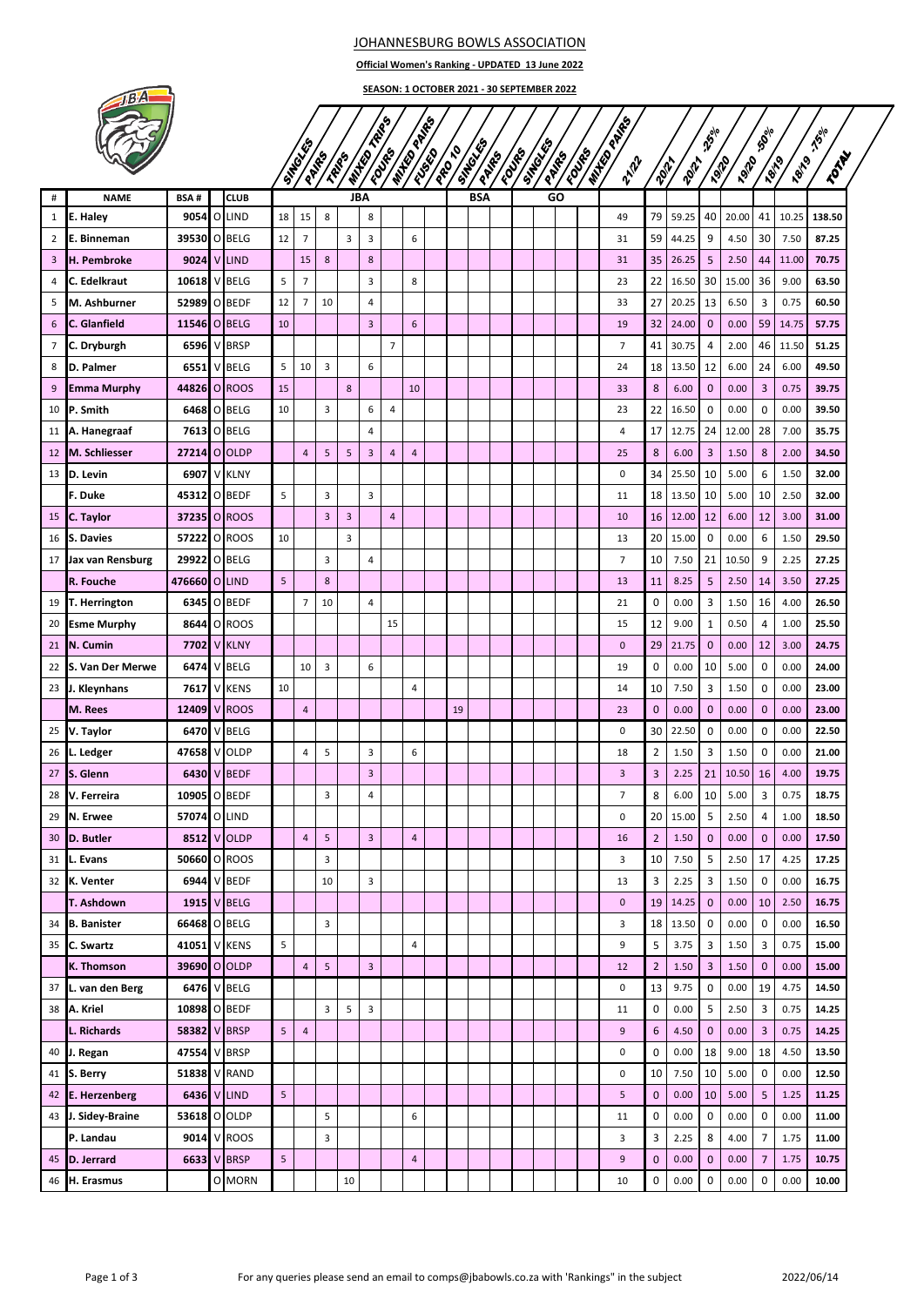# JOHANNESBURG BOWLS ASSOCIATION

**Official Women's Ranking - UPDATED 13 June 2022**

**SEASON: 1 OCTOBER 2021 - 30 SEPTEMBER 2022**

| # | NAME | BSA # | | CLUB | SINGLES | PAIRS | TRIPS | MIXED TRIPS | FOURS | MIXED PAIRS | FUSED | PRO 10 | SINGLES | PAIRS | FOURS | SINGLES | PAIRS | FOURS | MIXED PAIRS | 21/22 | 20/21 | 20/21 -25% | 19/20 | 19/20 -50% | 18/19 | 18/19 -75% | TOTAL |
|---|---|---|---|---|---|---|---|---|---|---|---|---|---|---|---|---|---|---|---|---|---|---|---|---|---|---|---|
| | | | | | JBA | | | | | | | | BSA | | | GO | | | | | | | | | | | |
| 1 | E. Haley | 9054 | O | LIND | 18 | 15 | 8 | | 8 | | | | | | | | | | | 49 | 79 | 59.25 | 40 | 20.00 | 41 | 10.25 | 138.50 |
| 2 | E. Binneman | 39530 | O | BELG | 12 | 7 | | 3 | 3 | | 6 | | | | | | | | | 31 | 59 | 44.25 | 9 | 4.50 | 30 | 7.50 | 87.25 |
| 3 | H. Pembroke | 9024 | V | LIND | | 15 | 8 | | 8 | | | | | | | | | | | 31 | 35 | 26.25 | 5 | 2.50 | 44 | 11.00 | 70.75 |
| 4 | C. Edelkraut | 10618 | V | BELG | 5 | 7 | | | 3 | | 8 | | | | | | | | | 23 | 22 | 16.50 | 30 | 15.00 | 36 | 9.00 | 63.50 |
| 5 | M. Ashburner | 52989 | O | BEDF | 12 | 7 | 10 | | 4 | | | | | | | | | | | 33 | 27 | 20.25 | 13 | 6.50 | 3 | 0.75 | 60.50 |
| 6 | C. Glanfield | 11546 | O | BELG | 10 | | | | 3 | | 6 | | | | | | | | | 19 | 32 | 24.00 | 0 | 0.00 | 59 | 14.75 | 57.75 |
| 7 | C. Dryburgh | 6596 | V | BRSP | | | | | | 7 | | | | | | | | | | 7 | 41 | 30.75 | 4 | 2.00 | 46 | 11.50 | 51.25 |
| 8 | D. Palmer | 6551 | V | BELG | 5 | 10 | 3 | | 6 | | | | | | | | | | | 24 | 18 | 13.50 | 12 | 6.00 | 24 | 6.00 | 49.50 |
| 9 | Emma Murphy | 44826 | O | ROOS | 15 | | | 8 | | | 10 | | | | | | | | | 33 | 8 | 6.00 | 0 | 0.00 | 3 | 0.75 | 39.75 |
| 10 | P. Smith | 6468 | O | BELG | 10 | | 3 | | 6 | 4 | | | | | | | | | | 23 | 22 | 16.50 | 0 | 0.00 | 0 | 0.00 | 39.50 |
| 11 | A. Hanegraaf | 7613 | O | BELG | | | | | 4 | | | | | | | | | | | 4 | 17 | 12.75 | 24 | 12.00 | 28 | 7.00 | 35.75 |
| 12 | M. Schliesser | 27214 | O | OLDP | | 4 | 5 | 5 | 3 | 4 | 4 | | | | | | | | | 25 | 8 | 6.00 | 3 | 1.50 | 8 | 2.00 | 34.50 |
| 13 | D. Levin | 6907 | V | KLNY | | | | | | | | | | | | | | | | 0 | 34 | 25.50 | 10 | 5.00 | 6 | 1.50 | 32.00 |
| | F. Duke | 45312 | O | BEDF | 5 | | 3 | | 3 | | | | | | | | | | | 11 | 18 | 13.50 | 10 | 5.00 | 10 | 2.50 | 32.00 |
| 15 | C. Taylor | 37235 | O | ROOS | | | 3 | 3 | | 4 | | | | | | | | | | 10 | 16 | 12.00 | 12 | 6.00 | 12 | 3.00 | 31.00 |
| 16 | S. Davies | 57222 | O | ROOS | 10 | | | 3 | | | | | | | | | | | | 13 | 20 | 15.00 | 0 | 0.00 | 6 | 1.50 | 29.50 |
| 17 | Jax van Rensburg | 29922 | O | BELG | | | 3 | | 4 | | | | | | | | | | | 7 | 10 | 7.50 | 21 | 10.50 | 9 | 2.25 | 27.25 |
| | R. Fouche | 476660 | O | LIND | 5 | | 8 | | | | | | | | | | | | | 13 | 11 | 8.25 | 5 | 2.50 | 14 | 3.50 | 27.25 |
| 19 | T. Herrington | 6345 | O | BEDF | | 7 | 10 | | 4 | | | | | | | | | | | 21 | 0 | 0.00 | 3 | 1.50 | 16 | 4.00 | 26.50 |
| 20 | Esme Murphy | 8644 | O | ROOS | | | | | | 15 | | | | | | | | | | 15 | 12 | 9.00 | 1 | 0.50 | 4 | 1.00 | 25.50 |
| 21 | N. Cumin | 7702 | V | KLNY | | | | | | | | | | | | | | | | 0 | 29 | 21.75 | 0 | 0.00 | 12 | 3.00 | 24.75 |
| 22 | S. Van Der Merwe | 6474 | V | BELG | | 10 | 3 | | 6 | | | | | | | | | | | 19 | 0 | 0.00 | 10 | 5.00 | 0 | 0.00 | 24.00 |
| 23 | J. Kleynhans | 7617 | V | KENS | 10 | | | | | | 4 | | | | | | | | | 14 | 10 | 7.50 | 3 | 1.50 | 0 | 0.00 | 23.00 |
| | M. Rees | 12409 | V | ROOS | | 4 | | | | | | | 19 | | | | | | | 23 | 0 | 0.00 | 0 | 0.00 | 0 | 0.00 | 23.00 |
| 25 | V. Taylor | 6470 | V | BELG | | | | | | | | | | | | | | | | 0 | 30 | 22.50 | 0 | 0.00 | 0 | 0.00 | 22.50 |
| 26 | L. Ledger | 47658 | V | OLDP | | 4 | 5 | | 3 | | 6 | | | | | | | | | 18 | 2 | 1.50 | 3 | 1.50 | 0 | 0.00 | 21.00 |
| 27 | S. Glenn | 6430 | V | BEDF | | | | | 3 | | | | | | | | | | | 3 | 3 | 2.25 | 21 | 10.50 | 16 | 4.00 | 19.75 |
| 28 | V. Ferreira | 10905 | O | BEDF | | | 3 | | 4 | | | | | | | | | | | 7 | 8 | 6.00 | 10 | 5.00 | 3 | 0.75 | 18.75 |
| 29 | N. Erwee | 57074 | O | LIND | | | | | | | | | | | | | | | | 0 | 20 | 15.00 | 5 | 2.50 | 4 | 1.00 | 18.50 |
| 30 | D. Butler | 8512 | V | OLDP | | 4 | 5 | | 3 | | 4 | | | | | | | | | 16 | 2 | 1.50 | 0 | 0.00 | 0 | 0.00 | 17.50 |
| 31 | L. Evans | 50660 | O | ROOS | | | 3 | | | | | | | | | | | | | 3 | 10 | 7.50 | 5 | 2.50 | 17 | 4.25 | 17.25 |
| 32 | K. Venter | 6944 | V | BEDF | | | 10 | | 3 | | | | | | | | | | | 13 | 3 | 2.25 | 3 | 1.50 | 0 | 0.00 | 16.75 |
| | T. Ashdown | 1915 | V | BELG | | | | | | | | | | | | | | | | 0 | 19 | 14.25 | 0 | 0.00 | 10 | 2.50 | 16.75 |
| 34 | B. Banister | 66468 | O | BELG | | | 3 | | | | | | | | | | | | | 3 | 18 | 13.50 | 0 | 0.00 | 0 | 0.00 | 16.50 |
| 35 | C. Swartz | 41051 | V | KENS | 5 | | | | | | 4 | | | | | | | | | 9 | 5 | 3.75 | 3 | 1.50 | 3 | 0.75 | 15.00 |
| | K. Thomson | 39690 | O | OLDP | | 4 | 5 | | 3 | | | | | | | | | | | 12 | 2 | 1.50 | 3 | 1.50 | 0 | 0.00 | 15.00 |
| 37 | L. van den Berg | 6476 | V | BELG | | | | | | | | | | | | | | | | 0 | 13 | 9.75 | 0 | 0.00 | 19 | 4.75 | 14.50 |
| 38 | A. Kriel | 10898 | O | BEDF | | | 3 | 5 | 3 | | | | | | | | | | | 11 | 0 | 0.00 | 5 | 2.50 | 3 | 0.75 | 14.25 |
| | L. Richards | 58382 | V | BRSP | 5 | 4 | | | | | | | | | | | | | | 9 | 6 | 4.50 | 0 | 0.00 | 3 | 0.75 | 14.25 |
| 40 | J. Regan | 47554 | V | BRSP | | | | | | | | | | | | | | | | 0 | 0 | 0.00 | 18 | 9.00 | 18 | 4.50 | 13.50 |
| 41 | S. Berry | 51838 | V | RAND | | | | | | | | | | | | | | | | 0 | 10 | 7.50 | 10 | 5.00 | 0 | 0.00 | 12.50 |
| 42 | E. Herzenberg | 6436 | V | LIND | 5 | | | | | | | | | | | | | | | 5 | 0 | 0.00 | 10 | 5.00 | 5 | 1.25 | 11.25 |
| 43 | J. Sidey-Braine | 53618 | O | OLDP | | | 5 | | | | 6 | | | | | | | | | 11 | 0 | 0.00 | 0 | 0.00 | 0 | 0.00 | 11.00 |
| | P. Landau | 9014 | V | ROOS | | | 3 | | | | | | | | | | | | | 3 | 3 | 2.25 | 8 | 4.00 | 7 | 1.75 | 11.00 |
| 45 | D. Jerrard | 6633 | V | BRSP | 5 | | | | | | 4 | | | | | | | | | 9 | 0 | 0.00 | 0 | 0.00 | 7 | 1.75 | 10.75 |
| 46 | H. Erasmus | | O | MORN | | | | 10 | | | | | | | | | | | | 10 | 0 | 0.00 | 0 | 0.00 | 0 | 0.00 | 10.00 |

For any queries please send an email to comps@jbabowls.co.za with 'Rankings' in the subject

2022/06/14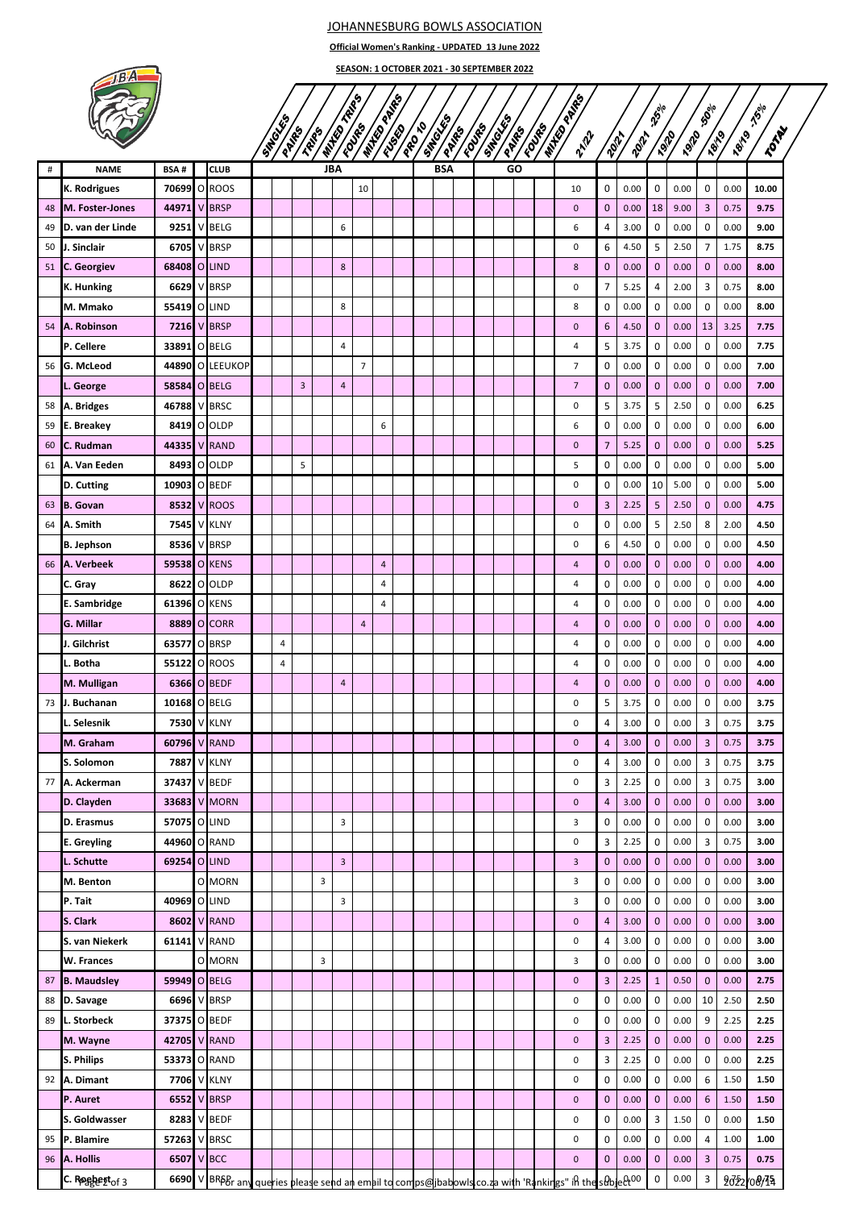# JOHANNESBURG BOWLS ASSOCIATION

**Official Women's Ranking - UPDATED 13 June 2022**

**SEASON: 1 OCTOBER 2021 - 30 SEPTEMBER 2022**

| # | NAME | BSA # | | CLUB | JBA | | | | | | | | BSA | | | GO | | | | | | | | | | | |
|---|---|---|---|---|---|---|---|---|---|---|---|---|---|---|---|---|---|---|---|---|---|---|---|---|---|---|---|
| | | | | | SINGLES | PAIRS | TRIPS | MIXED TRIPS | FOURS | MIXED PAIRS | FUSED | PRO 10 | SINGLES | PAIRS | FOURS | SINGLES | PAIRS | FOURS | MIXED PAIRS | 21/22 | 20/21 | 20/21 -25% | 19/20 | 19/20 -50% | 18/19 | 18/19 -75% | TOTAL |
| | K. Rodrigues | 70699 | O | ROOS | | | | | | 10 | | | | | | | | | | 10 | 0 | 0.00 | 0 | 0.00 | 0 | 0.00 | 10.00 |
| 48 | M. Foster-Jones | 44971 | V | BRSP | | | | | | | | | | | | | | | | 0 | 0 | 0.00 | 18 | 9.00 | 3 | 0.75 | 9.75 |
| 49 | D. van der Linde | 9251 | V | BELG | | | | | 6 | | | | | | | | | | | 6 | 4 | 3.00 | 0 | 0.00 | 0 | 0.00 | 9.00 |
| 50 | J. Sinclair | 6705 | V | BRSP | | | | | | | | | | | | | | | | 0 | 6 | 4.50 | 5 | 2.50 | 7 | 1.75 | 8.75 |
| 51 | C. Georgiev | 68408 | O | LIND | | | | | 8 | | | | | | | | | | | 8 | 0 | 0.00 | 0 | 0.00 | 0 | 0.00 | 8.00 |
| | K. Hunking | 6629 | V | BRSP | | | | | | | | | | | | | | | | 0 | 7 | 5.25 | 4 | 2.00 | 3 | 0.75 | 8.00 |
| | M. Mmako | 55419 | O | LIND | | | | | 8 | | | | | | | | | | | 8 | 0 | 0.00 | 0 | 0.00 | 0 | 0.00 | 8.00 |
| 54 | A. Robinson | 7216 | V | BRSP | | | | | | | | | | | | | | | | 0 | 6 | 4.50 | 0 | 0.00 | 13 | 3.25 | 7.75 |
| | P. Cellere | 33891 | O | BELG | | | | | 4 | | | | | | | | | | | 4 | 5 | 3.75 | 0 | 0.00 | 0 | 0.00 | 7.75 |
| 56 | G. McLeod | 44890 | O | LEEUKOP | | | | | | 7 | | | | | | | | | | 7 | 0 | 0.00 | 0 | 0.00 | 0 | 0.00 | 7.00 |
| | L. George | 58584 | O | BELG | | | 3 | | 4 | | | | | | | | | | | 7 | 0 | 0.00 | 0 | 0.00 | 0 | 0.00 | 7.00 |
| 58 | A. Bridges | 46788 | V | BRSC | | | | | | | | | | | | | | | | 0 | 5 | 3.75 | 5 | 2.50 | 0 | 0.00 | 6.25 |
| 59 | E. Breakey | 8419 | O | OLDP | | | | | | | 6 | | | | | | | | | 6 | 0 | 0.00 | 0 | 0.00 | 0 | 0.00 | 6.00 |
| 60 | C. Rudman | 44335 | V | RAND | | | | | | | | | | | | | | | | 0 | 7 | 5.25 | 0 | 0.00 | 0 | 0.00 | 5.25 |
| 61 | A. Van Eeden | 8493 | O | OLDP | | | 5 | | | | | | | | | | | | | 5 | 0 | 0.00 | 0 | 0.00 | 0 | 0.00 | 5.00 |
| | D. Cutting | 10903 | O | BEDF | | | | | | | | | | | | | | | | 0 | 0 | 0.00 | 10 | 5.00 | 0 | 0.00 | 5.00 |
| 63 | B. Govan | 8532 | V | ROOS | | | | | | | | | | | | | | | | 0 | 3 | 2.25 | 5 | 2.50 | 0 | 0.00 | 4.75 |
| 64 | A. Smith | 7545 | V | KLNY | | | | | | | | | | | | | | | | 0 | 0 | 0.00 | 5 | 2.50 | 8 | 2.00 | 4.50 |
| | B. Jephson | 8536 | V | BRSP | | | | | | | | | | | | | | | | 0 | 6 | 4.50 | 0 | 0.00 | 0 | 0.00 | 4.50 |
| 66 | A. Verbeek | 59538 | O | KENS | | | | | | | 4 | | | | | | | | | 4 | 0 | 0.00 | 0 | 0.00 | 0 | 0.00 | 4.00 |
| | C. Gray | 8622 | O | OLDP | | | | | | | 4 | | | | | | | | | 4 | 0 | 0.00 | 0 | 0.00 | 0 | 0.00 | 4.00 |
| | E. Sambridge | 61396 | O | KENS | | | | | | | 4 | | | | | | | | | 4 | 0 | 0.00 | 0 | 0.00 | 0 | 0.00 | 4.00 |
| | G. Millar | 8889 | O | CORR | | | | | | 4 | | | | | | | | | | 4 | 0 | 0.00 | 0 | 0.00 | 0 | 0.00 | 4.00 |
| | J. Gilchrist | 63577 | O | BRSP | | 4 | | | | | | | | | | | | | | 4 | 0 | 0.00 | 0 | 0.00 | 0 | 0.00 | 4.00 |
| | L. Botha | 55122 | O | ROOS | | 4 | | | | | | | | | | | | | | 4 | 0 | 0.00 | 0 | 0.00 | 0 | 0.00 | 4.00 |
| | M. Mulligan | 6366 | O | BEDF | | | | | 4 | | | | | | | | | | | 4 | 0 | 0.00 | 0 | 0.00 | 0 | 0.00 | 4.00 |
| 73 | J. Buchanan | 10168 | O | BELG | | | | | | | | | | | | | | | | 0 | 5 | 3.75 | 0 | 0.00 | 0 | 0.00 | 3.75 |
| | L. Selesnik | 7530 | V | KLNY | | | | | | | | | | | | | | | | 0 | 4 | 3.00 | 0 | 0.00 | 3 | 0.75 | 3.75 |
| | M. Graham | 60796 | V | RAND | | | | | | | | | | | | | | | | 0 | 4 | 3.00 | 0 | 0.00 | 3 | 0.75 | 3.75 |
| | S. Solomon | 7887 | V | KLNY | | | | | | | | | | | | | | | | 0 | 4 | 3.00 | 0 | 0.00 | 3 | 0.75 | 3.75 |
| 77 | A. Ackerman | 37437 | V | BEDF | | | | | | | | | | | | | | | | 0 | 3 | 2.25 | 0 | 0.00 | 3 | 0.75 | 3.00 |
| | D. Clayden | 33683 | V | MORN | | | | | | | | | | | | | | | | 0 | 4 | 3.00 | 0 | 0.00 | 0 | 0.00 | 3.00 |
| | D. Erasmus | 57075 | O | LIND | | | | | 3 | | | | | | | | | | | 3 | 0 | 0.00 | 0 | 0.00 | 0 | 0.00 | 3.00 |
| | E. Greyling | 44960 | O | RAND | | | | | | | | | | | | | | | | 0 | 3 | 2.25 | 0 | 0.00 | 3 | 0.75 | 3.00 |
| | L. Schutte | 69254 | O | LIND | | | | | 3 | | | | | | | | | | | 3 | 0 | 0.00 | 0 | 0.00 | 0 | 0.00 | 3.00 |
| | M. Benton | | O | MORN | | | | 3 | | | | | | | | | | | | 3 | 0 | 0.00 | 0 | 0.00 | 0 | 0.00 | 3.00 |
| | P. Tait | 40969 | O | LIND | | | | | 3 | | | | | | | | | | | 3 | 0 | 0.00 | 0 | 0.00 | 0 | 0.00 | 3.00 |
| | S. Clark | 8602 | V | RAND | | | | | | | | | | | | | | | | 0 | 4 | 3.00 | 0 | 0.00 | 0 | 0.00 | 3.00 |
| | S. van Niekerk | 61141 | V | RAND | | | | | | | | | | | | | | | | 0 | 4 | 3.00 | 0 | 0.00 | 0 | 0.00 | 3.00 |
| | W. Frances | | O | MORN | | | | 3 | | | | | | | | | | | | 3 | 0 | 0.00 | 0 | 0.00 | 0 | 0.00 | 3.00 |
| 87 | B. Maudsley | 59949 | O | BELG | | | | | | | | | | | | | | | | 0 | 3 | 2.25 | 1 | 0.50 | 0 | 0.00 | 2.75 |
| 88 | D. Savage | 6696 | V | BRSP | | | | | | | | | | | | | | | | 0 | 0 | 0.00 | 0 | 0.00 | 10 | 2.50 | 2.50 |
| 89 | L. Storbeck | 37375 | O | BEDF | | | | | | | | | | | | | | | | 0 | 0 | 0.00 | 0 | 0.00 | 9 | 2.25 | 2.25 |
| | M. Wayne | 42705 | V | RAND | | | | | | | | | | | | | | | | 0 | 3 | 2.25 | 0 | 0.00 | 0 | 0.00 | 2.25 |
| | S. Philips | 53373 | O | RAND | | | | | | | | | | | | | | | | 0 | 3 | 2.25 | 0 | 0.00 | 0 | 0.00 | 2.25 |
| 92 | A. Dimant | 7706 | V | KLNY | | | | | | | | | | | | | | | | 0 | 0 | 0.00 | 0 | 0.00 | 6 | 1.50 | 1.50 |
| | P. Auret | 6552 | V | BRSP | | | | | | | | | | | | | | | | 0 | 0 | 0.00 | 0 | 0.00 | 6 | 1.50 | 1.50 |
| | S. Goldwasser | 8283 | V | BEDF | | | | | | | | | | | | | | | | 0 | 0 | 0.00 | 3 | 1.50 | 0 | 0.00 | 1.50 |
| 95 | P. Blamire | 57263 | V | BRSC | | | | | | | | | | | | | | | | 0 | 0 | 0.00 | 0 | 0.00 | 4 | 1.00 | 1.00 |
| 96 | A. Hollis | 6507 | V | BCC | | | | | | | | | | | | | | | | 0 | 0 | 0.00 | 0 | 0.00 | 3 | 0.75 | 0.75 |
| | C. Roebert | 6690 | V | BRSP | | | | | | | | | | | | | | | | 0 | 0 | 0.00 | 0 | 0.00 | 3 | 0.75 | 0.75 |

For any queries please send an email to comps@jbabowls.co.za with 'Rankings" in the subject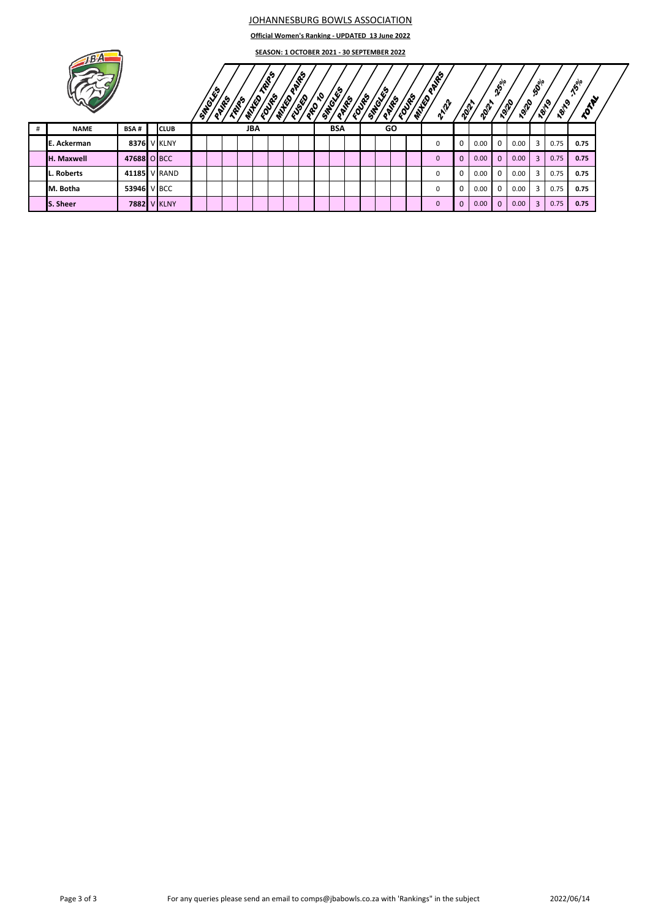JOHANNESBURG BOWLS ASSOCIATION

**Official Women's Ranking - UPDATED 13 June 2022**

**SEASON: 1 OCTOBER 2021 - 30 SEPTEMBER 2022**

| # | NAME | BSA # | | CLUB | JBA SINGLES | JBA PAIRS | JBA TRIPS | JBA MIXED TRIPS | JBA FOURS | JBA MIXED PAIRS | JBA FUSED | JBA PRO 10 | BSA SINGLES | BSA PAIRS | BSA FOURS | GO SINGLES | GO PAIRS | GO FOURS | GO MIXED PAIRS | 21/22 | 20/21 | 20/21 -25% | 19/20 | 19/20 -50% | 18/19 | 18/19 -75% | TOTAL |
|---|---|---|---|---|---|---|---|---|---|---|---|---|---|---|---|---|---|---|---|---|---|---|---|---|---|---|---|
| | E. Ackerman | 8376 | V | KLNY | | | | | | | | | | | | | | | | 0 | 0 | 0.00 | 0 | 0.00 | 3 | 0.75 | 0.75 |
| | H. Maxwell | 47688 | O | BCC | | | | | | | | | | | | | | | | 0 | 0 | 0.00 | 0 | 0.00 | 3 | 0.75 | 0.75 |
| | L. Roberts | 41185 | V | RAND | | | | | | | | | | | | | | | | 0 | 0 | 0.00 | 0 | 0.00 | 3 | 0.75 | 0.75 |
| | M. Botha | 53946 | V | BCC | | | | | | | | | | | | | | | | 0 | 0 | 0.00 | 0 | 0.00 | 3 | 0.75 | 0.75 |
| | S. Sheer | 7882 | V | KLNY | | | | | | | | | | | | | | | | 0 | 0 | 0.00 | 0 | 0.00 | 3 | 0.75 | 0.75 |

For any queries please send an email to comps@jbabowls.co.za with 'Rankings" in the subject

2022/06/14